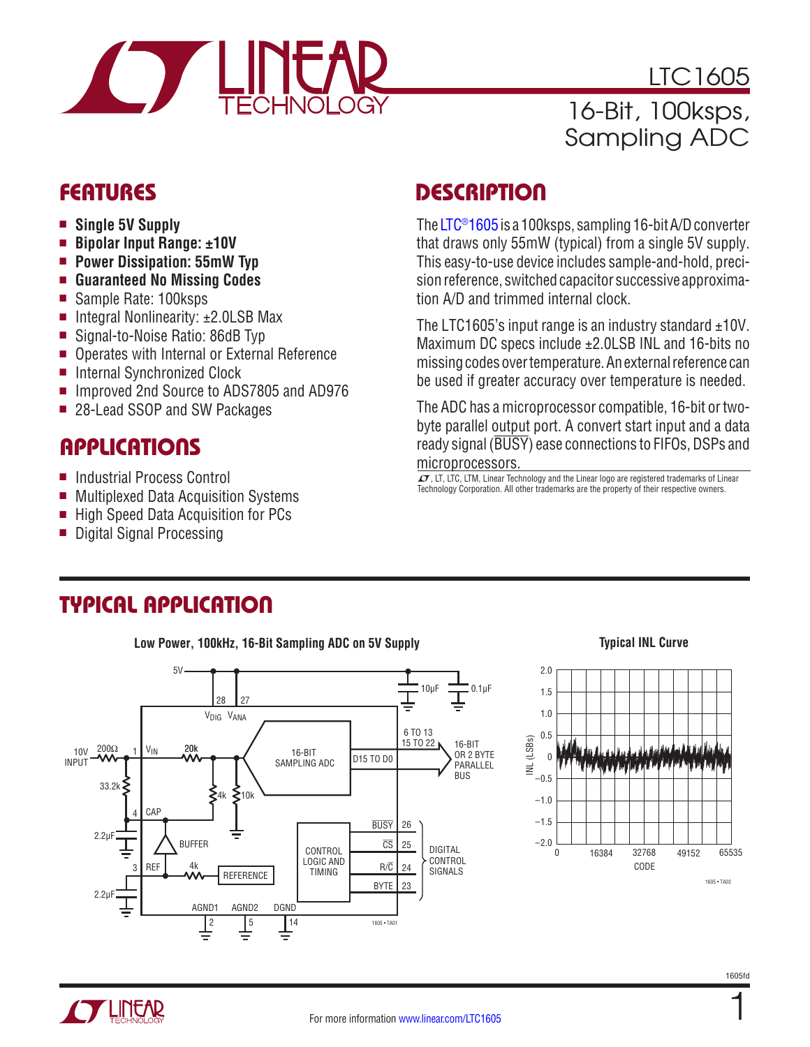# LTC1605

## 16-Bit, 100ksps, Sampling ADC

## FEATURES

- **Single 5V Supply**
- **Bipolar Input Range: ±10V**
- **Power Dissipation: 55mW Typ**
- **Guaranteed No Missing Codes**
- Sample Rate: 100ksps
- Integral Nonlinearity: ±2.0LSB Max
- Signal-to-Noise Ratio: 86dB Typ
- Operates with Internal or External Reference
- Internal Synchronized Clock
- Improved 2nd Source to ADS7805 and AD976
- 28-Lead SSOP and SW Packages

## APPLICATIONS

- Industrial Process Control
- Multiplexed Data Acquisition Systems
- High Speed Data Acquisition for PCs
- Digital Signal Processing

## DESCRIPTION

The LTC®1605 is a 100ksps, sampling 16-bit A/D converter that draws only 55mW (typical) from a single 5V supply. This easy-to-use device includes sample-and-hold, precision reference, switched capacitor successive approximation A/D and trimmed internal clock.

The LTC1605's input range is an industry standard ±10V. Maximum DC specs include ±2.0LSB INL and 16-bits no missing codes over temperature. An external reference can be used if greater accuracy over temperature is needed.

The ADC has a microprocessor compatible, 16-bit or two-byte parallel output port. A convert start input and a data ready signal (BUSY) ease connections to FIFOs, DSPs and microprocessors.

LT, LTC, LTM, Linear Technology and the Linear logo are registered trademarks of Linear Technology Corporation. All other trademarks are the property of their respective owners.

## TYPICAL APPLICATION

**Low Power, 100kHz, 16-Bit Sampling ADC on 5V Supply**

**Typical INL Curve**

For more information www.linear.com/LTC1605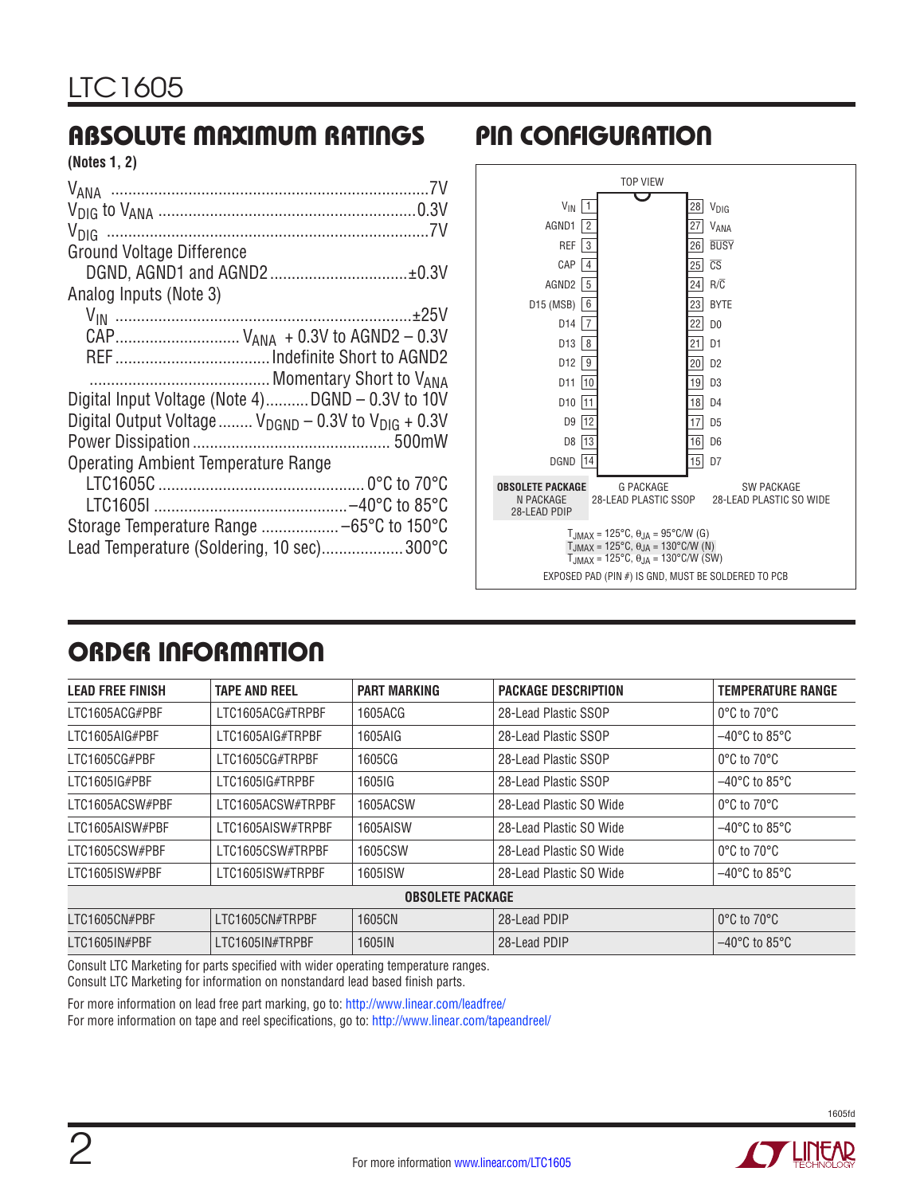## ABSOLUTE MAXIMUM RATINGS

**(Notes 1, 2)**

$V_{ANA}$ .......................................................................7V
$V_{DIG}$ to $V_{ANA}$ ..........................................................0.3V
$V_{DIG}$ .........................................................................7V
Ground Voltage Difference
  DGND, AGND1 and AGND2 ...............................±0.3V
Analog Inputs (Note 3)
  $V_{IN}$ ..................................................................±25V
  CAP............................ $V_{ANA}$ + 0.3V to AGND2 – 0.3V
  REF ...................................Indefinite Short to AGND2
  .........................................Momentary Short to $V_{ANA}$
Digital Input Voltage (Note 4)..........DGND – 0.3V to 10V
Digital Output Voltage........ $V_{DGND}$ – 0.3V to $V_{DIG}$ + 0.3V
Power Dissipation ............................................. 500mW
Operating Ambient Temperature Range
  LTC1605C ................................................ 0°C to 70°C
  LTC1605I ............................................–40°C to 85°C
Storage Temperature Range ..................–65°C to 150°C
Lead Temperature (Soldering, 10 sec)...................300°C

## PIN CONFIGURATION

TOP VIEW

| Pin | Name | Pin | Name |
|---|---|---|---|
| 1 | $V_{IN}$ | 28 | $V_{DIG}$ |
| 2 | AGND1 | 27 | $V_{ANA}$ |
| 3 | REF | 26 | BUSY |
| 4 | CAP | 25 | CS |
| 5 | AGND2 | 24 | R/C |
| 6 | D15 (MSB) | 23 | BYTE |
| 7 | D14 | 22 | D0 |
| 8 | D13 | 21 | D1 |
| 9 | D12 | 20 | D2 |
| 10 | D11 | 19 | D3 |
| 11 | D10 | 18 | D4 |
| 12 | D9 | 17 | D5 |
| 13 | D8 | 16 | D6 |
| 14 | DGND | 15 | D7 |

**OBSOLETE PACKAGE** N PACKAGE 28-LEAD PDIP; G PACKAGE 28-LEAD PLASTIC SSOP; SW PACKAGE 28-LEAD PLASTIC SO WIDE

$T_{JMAX}$ = 125°C, $\theta_{JA}$ = 95°C/W (G)
$T_{JMAX}$ = 125°C, $\theta_{JA}$ = 130°C/W (N)
$T_{JMAX}$ = 125°C, $\theta_{JA}$ = 130°C/W (SW)

EXPOSED PAD (PIN #) IS GND, MUST BE SOLDERED TO PCB

## ORDER INFORMATION

| LEAD FREE FINISH | TAPE AND REEL | PART MARKING | PACKAGE DESCRIPTION | TEMPERATURE RANGE |
|---|---|---|---|---|
| LTC1605ACG#PBF | LTC1605ACG#TRPBF | 1605ACG | 28-Lead Plastic SSOP | 0°C to 70°C |
| LTC1605AIG#PBF | LTC1605AIG#TRPBF | 1605AIG | 28-Lead Plastic SSOP | –40°C to 85°C |
| LTC1605CG#PBF | LTC1605CG#TRPBF | 1605CG | 28-Lead Plastic SSOP | 0°C to 70°C |
| LTC1605IG#PBF | LTC1605IG#TRPBF | 1605IG | 28-Lead Plastic SSOP | –40°C to 85°C |
| LTC1605ACSW#PBF | LTC1605ACSW#TRPBF | 1605ACSW | 28-Lead Plastic SO Wide | 0°C to 70°C |
| LTC1605AISW#PBF | LTC1605AISW#TRPBF | 1605AISW | 28-Lead Plastic SO Wide | –40°C to 85°C |
| LTC1605CSW#PBF | LTC1605CSW#TRPBF | 1605CSW | 28-Lead Plastic SO Wide | 0°C to 70°C |
| LTC1605ISW#PBF | LTC1605ISW#TRPBF | 1605ISW | 28-Lead Plastic SO Wide | –40°C to 85°C |
| **OBSOLETE PACKAGE** | | | | |
| LTC1605CN#PBF | LTC1605CN#TRPBF | 1605CN | 28-Lead PDIP | 0°C to 70°C |
| LTC1605IN#PBF | LTC1605IN#TRPBF | 1605IN | 28-Lead PDIP | –40°C to 85°C |

Consult LTC Marketing for parts specified with wider operating temperature ranges.
Consult LTC Marketing for information on nonstandard lead based finish parts.

For more information on lead free part marking, go to: http://www.linear.com/leadfree/
For more information on tape and reel specifications, go to: http://www.linear.com/tapeandreel/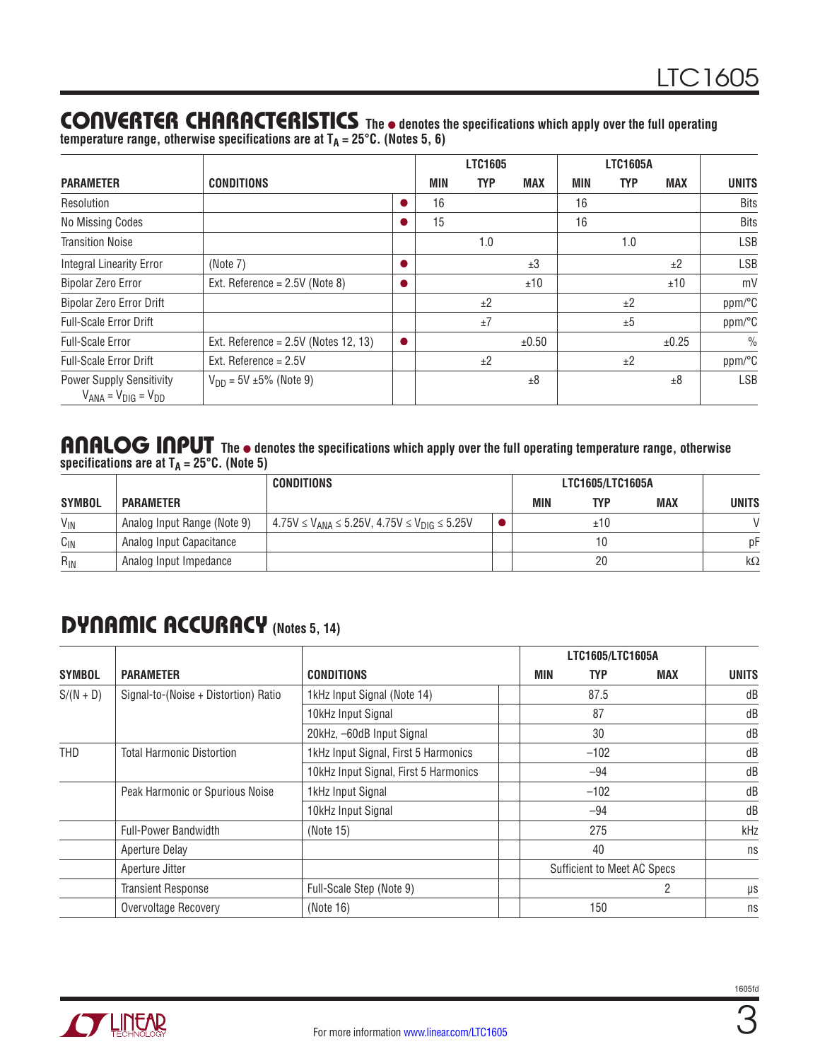## CONVERTER CHARACTERISTICS

**The ● denotes the specifications which apply over the full operating temperature range, otherwise specifications are at $T_A$ = 25°C. (Notes 5, 6)**

| PARAMETER | CONDITIONS | | LTC1605 MIN | LTC1605 TYP | LTC1605 MAX | LTC1605A MIN | LTC1605A TYP | LTC1605A MAX | UNITS |
|---|---|---|---|---|---|---|---|---|---|
| Resolution | | ● | 16 | | | 16 | | | Bits |
| No Missing Codes | | ● | 15 | | | 16 | | | Bits |
| Transition Noise | | | | 1.0 | | | 1.0 | | LSB |
| Integral Linearity Error | (Note 7) | ● | | | ±3 | | | ±2 | LSB |
| Bipolar Zero Error | Ext. Reference = 2.5V (Note 8) | ● | | | ±10 | | | ±10 | mV |
| Bipolar Zero Error Drift | | | | ±2 | | | ±2 | | ppm/°C |
| Full-Scale Error Drift | | | | ±7 | | | ±5 | | ppm/°C |
| Full-Scale Error | Ext. Reference = 2.5V (Notes 12, 13) | ● | | | ±0.50 | | | ±0.25 | % |
| Full-Scale Error Drift | Ext. Reference = 2.5V | | | ±2 | | | ±2 | | ppm/°C |
| Power Supply Sensitivity $V_{ANA} = V_{DIG} = V_{DD}$ | $V_{DD}$ = 5V ±5% (Note 9) | | | | ±8 | | | ±8 | LSB |

## ANALOG INPUT

**The ● denotes the specifications which apply over the full operating temperature range, otherwise specifications are at $T_A$ = 25°C. (Note 5)**

| SYMBOL | PARAMETER | CONDITIONS | | LTC1605/LTC1605A MIN | LTC1605/LTC1605A TYP | LTC1605/LTC1605A MAX | UNITS |
|---|---|---|---|---|---|---|---|
| $V_{IN}$ | Analog Input Range (Note 9) | $4.75V \le V_{ANA} \le 5.25V$, $4.75V \le V_{DIG} \le 5.25V$ | ● | | ±10 | | V |
| $C_{IN}$ | Analog Input Capacitance | | | | 10 | | pF |
| $R_{IN}$ | Analog Input Impedance | | | | 20 | | kΩ |

## DYNAMIC ACCURACY (Notes 5, 14)

| SYMBOL | PARAMETER | CONDITIONS | | LTC1605/LTC1605A MIN | LTC1605/LTC1605A TYP | LTC1605/LTC1605A MAX | UNITS |
|---|---|---|---|---|---|---|---|
| S/(N + D) | Signal-to-(Noise + Distortion) Ratio | 1kHz Input Signal (Note 14) | | | 87.5 | | dB |
| | | 10kHz Input Signal | | | 87 | | dB |
| | | 20kHz, –60dB Input Signal | | | 30 | | dB |
| THD | Total Harmonic Distortion | 1kHz Input Signal, First 5 Harmonics | | | –102 | | dB |
| | | 10kHz Input Signal, First 5 Harmonics | | | –94 | | dB |
| | Peak Harmonic or Spurious Noise | 1kHz Input Signal | | | –102 | | dB |
| | | 10kHz Input Signal | | | –94 | | dB |
| | Full-Power Bandwidth | (Note 15) | | | 275 | | kHz |
| | Aperture Delay | | | | 40 | | ns |
| | Aperture Jitter | | | | Sufficient to Meet AC Specs | | |
| | Transient Response | Full-Scale Step (Note 9) | | | | 2 | µs |
| | Overvoltage Recovery | (Note 16) | | | 150 | | ns |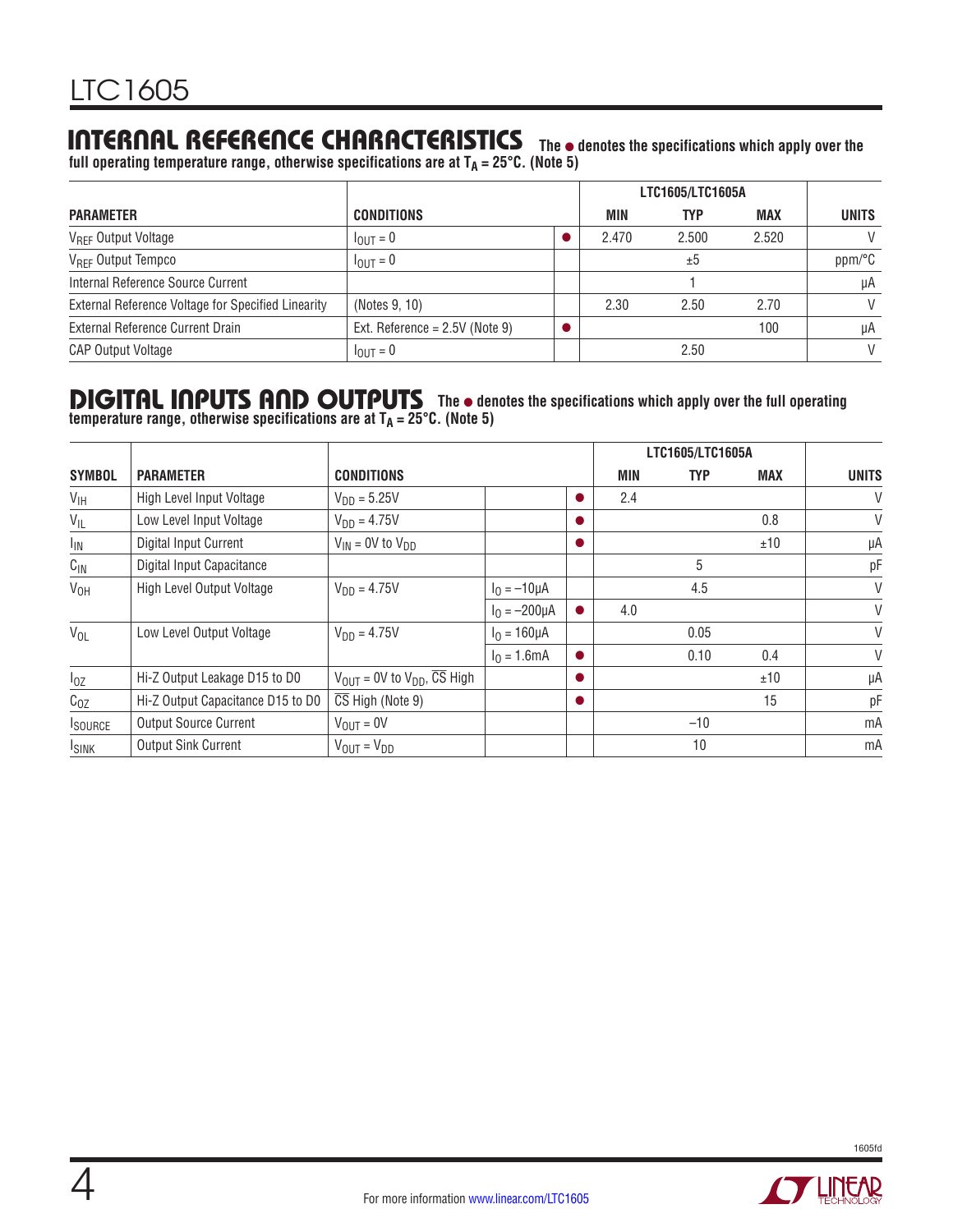## INTERNAL REFERENCE CHARACTERISTICS

The ● denotes the specifications which apply over the full operating temperature range, otherwise specifications are at $T_A$ = 25°C. (Note 5)

| PARAMETER | CONDITIONS | | LTC1605/LTC1605A MIN | TYP | MAX | UNITS |
|---|---|---|---|---|---|---|
| $V_{REF}$ Output Voltage | $I_{OUT}$ = 0 | ● | 2.470 | 2.500 | 2.520 | V |
| $V_{REF}$ Output Tempco | $I_{OUT}$ = 0 | | | ±5 | | ppm/°C |
| Internal Reference Source Current | | | | 1 | | µA |
| External Reference Voltage for Specified Linearity | (Notes 9, 10) | | 2.30 | 2.50 | 2.70 | V |
| External Reference Current Drain | Ext. Reference = 2.5V (Note 9) | ● | | | 100 | µA |
| CAP Output Voltage | $I_{OUT}$ = 0 | | | 2.50 | | V |

## DIGITAL INPUTS AND OUTPUTS

The ● denotes the specifications which apply over the full operating temperature range, otherwise specifications are at $T_A$ = 25°C. (Note 5)

| SYMBOL | PARAMETER | CONDITIONS | | | LTC1605/LTC1605A MIN | TYP | MAX | UNITS |
|---|---|---|---|---|---|---|---|---|
| $V_{IH}$ | High Level Input Voltage | $V_{DD}$ = 5.25V | | ● | 2.4 | | | V |
| $V_{IL}$ | Low Level Input Voltage | $V_{DD}$ = 4.75V | | ● | | | 0.8 | V |
| $I_{IN}$ | Digital Input Current | $V_{IN}$ = 0V to $V_{DD}$ | | ● | | | ±10 | µA |
| $C_{IN}$ | Digital Input Capacitance | | | | | 5 | | pF |
| $V_{OH}$ | High Level Output Voltage | $V_{DD}$ = 4.75V | $I_O$ = –10µA | | | 4.5 | | V |
| | | | $I_O$ = –200µA | ● | 4.0 | | | V |
| $V_{OL}$ | Low Level Output Voltage | $V_{DD}$ = 4.75V | $I_O$ = 160µA | | | 0.05 | | V |
| | | | $I_O$ = 1.6mA | ● | | 0.10 | 0.4 | V |
| $I_{OZ}$ | Hi-Z Output Leakage D15 to D0 | $V_{OUT}$ = 0V to $V_{DD}$, $\overline{CS}$ High | | ● | | | ±10 | µA |
| $C_{OZ}$ | Hi-Z Output Capacitance D15 to D0 | $\overline{CS}$ High (Note 9) | | ● | | | 15 | pF |
| $I_{SOURCE}$ | Output Source Current | $V_{OUT}$ = 0V | | | | –10 | | mA |
| $I_{SINK}$ | Output Sink Current | $V_{OUT}$ = $V_{DD}$ | | | | 10 | | mA |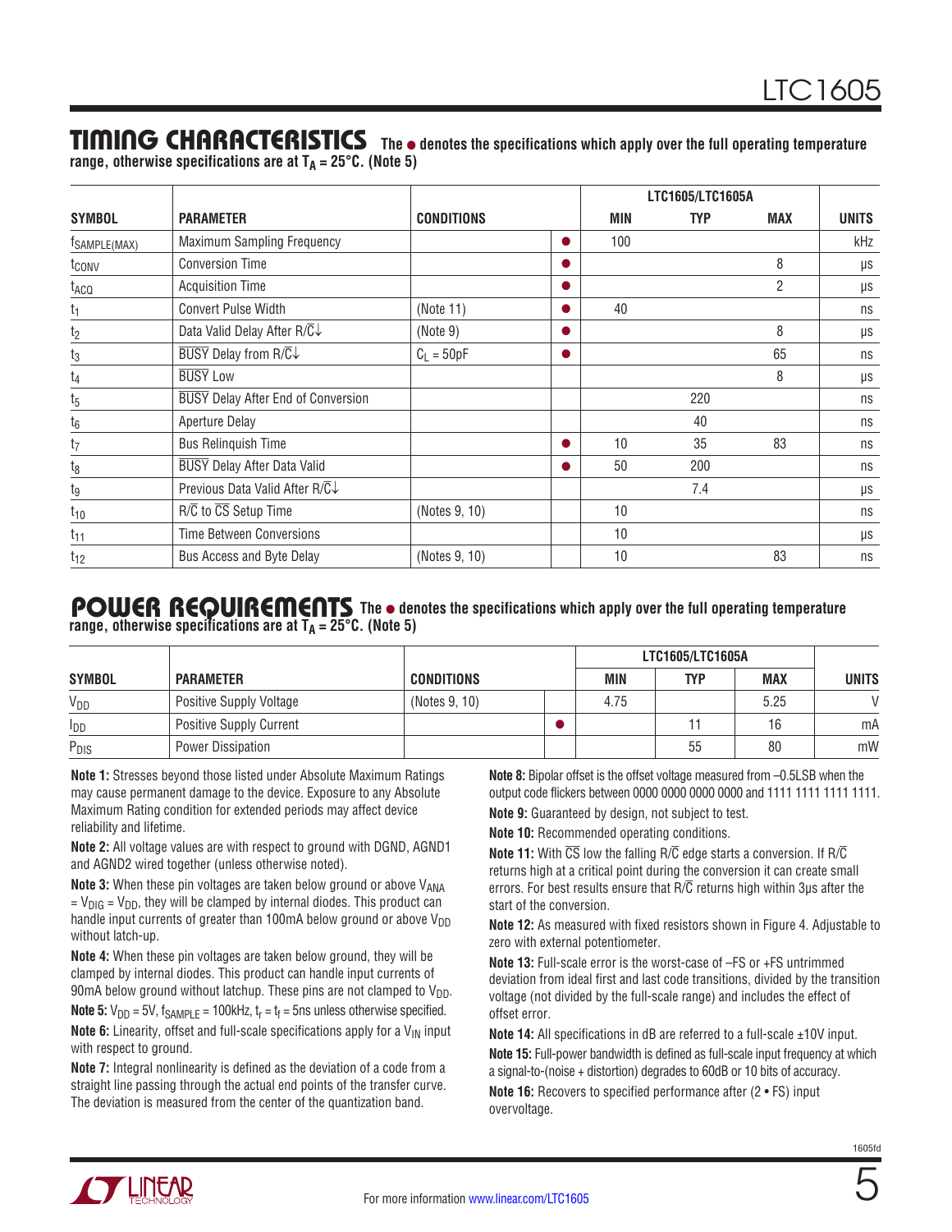## TIMING CHARACTERISTICS

**The ● denotes the specifications which apply over the full operating temperature range, otherwise specifications are at $T_A$ = 25°C. (Note 5)**

| SYMBOL | PARAMETER | CONDITIONS | | LTC1605/LTC1605A MIN | TYP | MAX | UNITS |
|---|---|---|---|---|---|---|---|
| $f_{SAMPLE(MAX)}$ | Maximum Sampling Frequency | | ● | 100 | | | kHz |
| $t_{CONV}$ | Conversion Time | | ● | | | 8 | µs |
| $t_{ACQ}$ | Acquisition Time | | ● | | | 2 | µs |
| $t_1$ | Convert Pulse Width | (Note 11) | ● | 40 | | | ns |
| $t_2$ | Data Valid Delay After R/$\overline{C}$↓ | (Note 9) | ● | | | 8 | µs |
| $t_3$ | $\overline{BUSY}$ Delay from R/$\overline{C}$↓ | $C_L$ = 50pF | ● | | | 65 | ns |
| $t_4$ | $\overline{BUSY}$ Low | | | | | 8 | µs |
| $t_5$ | $\overline{BUSY}$ Delay After End of Conversion | | | | 220 | | ns |
| $t_6$ | Aperture Delay | | | | 40 | | ns |
| $t_7$ | Bus Relinquish Time | | ● | 10 | 35 | 83 | ns |
| $t_8$ | $\overline{BUSY}$ Delay After Data Valid | | ● | 50 | 200 | | ns |
| $t_9$ | Previous Data Valid After R/$\overline{C}$↓ | | | | 7.4 | | µs |
| $t_{10}$ | R/$\overline{C}$ to $\overline{CS}$ Setup Time | (Notes 9, 10) | | 10 | | | ns |
| $t_{11}$ | Time Between Conversions | | | 10 | | | µs |
| $t_{12}$ | Bus Access and Byte Delay | (Notes 9, 10) | | 10 | | 83 | ns |

## POWER REQUIREMENTS

**The ● denotes the specifications which apply over the full operating temperature range, otherwise specifications are at $T_A$ = 25°C. (Note 5)**

| SYMBOL | PARAMETER | CONDITIONS | | LTC1605/LTC1605A MIN | TYP | MAX | UNITS |
|---|---|---|---|---|---|---|---|
| $V_{DD}$ | Positive Supply Voltage | (Notes 9, 10) | | 4.75 | | 5.25 | V |
| $I_{DD}$ | Positive Supply Current | | ● | | 11 | 16 | mA |
| $P_{DIS}$ | Power Dissipation | | | | 55 | 80 | mW |

**Note 1:** Stresses beyond those listed under Absolute Maximum Ratings may cause permanent damage to the device. Exposure to any Absolute Maximum Rating condition for extended periods may affect device reliability and lifetime.

**Note 2:** All voltage values are with respect to ground with DGND, AGND1 and AGND2 wired together (unless otherwise noted).

**Note 3:** When these pin voltages are taken below ground or above $V_{ANA}$ = $V_{DIG}$ = $V_{DD}$, they will be clamped by internal diodes. This product can handle input currents of greater than 100mA below ground or above $V_{DD}$ without latch-up.

**Note 4:** When these pin voltages are taken below ground, they will be clamped by internal diodes. This product can handle input currents of 90mA below ground without latchup. These pins are not clamped to $V_{DD}$.

**Note 5:** $V_{DD}$ = 5V, $f_{SAMPLE}$ = 100kHz, $t_r$ = $t_f$ = 5ns unless otherwise specified.

**Note 6:** Linearity, offset and full-scale specifications apply for a $V_{IN}$ input with respect to ground.

**Note 7:** Integral nonlinearity is defined as the deviation of a code from a straight line passing through the actual end points of the transfer curve. The deviation is measured from the center of the quantization band.

**Note 8:** Bipolar offset is the offset voltage measured from –0.5LSB when the output code flickers between 0000 0000 0000 0000 and 1111 1111 1111 1111.

**Note 9:** Guaranteed by design, not subject to test.

**Note 10:** Recommended operating conditions.

**Note 11:** With $\overline{CS}$ low the falling R/$\overline{C}$ edge starts a conversion. If R/$\overline{C}$ returns high at a critical point during the conversion it can create small errors. For best results ensure that R/$\overline{C}$ returns high within 3µs after the start of the conversion.

**Note 12:** As measured with fixed resistors shown in Figure 4. Adjustable to zero with external potentiometer.

**Note 13:** Full-scale error is the worst-case of –FS or +FS untrimmed deviation from ideal first and last code transitions, divided by the transition voltage (not divided by the full-scale range) and includes the effect of offset error.

**Note 14:** All specifications in dB are referred to a full-scale ±10V input.

**Note 15:** Full-power bandwidth is defined as full-scale input frequency at which a signal-to-(noise + distortion) degrades to 60dB or 10 bits of accuracy.

**Note 16:** Recovers to specified performance after (2 • FS) input overvoltage.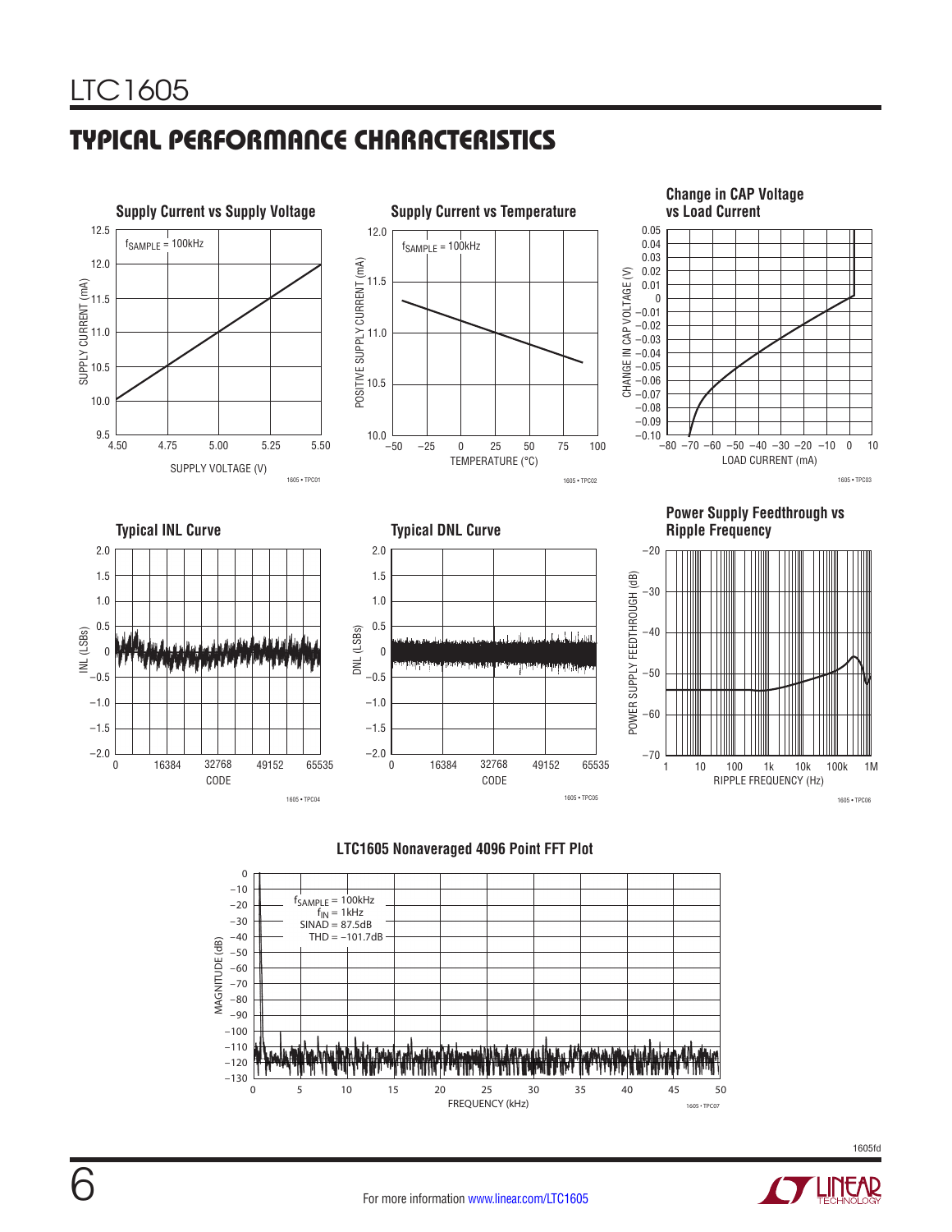## TYPICAL PERFORMANCE CHARACTERISTICS

**Supply Current vs Supply Voltage**

$f_{SAMPLE}$ = 100kHz

SUPPLY CURRENT (mA) vs SUPPLY VOLTAGE (V)

1605 • TPC01

**Supply Current vs Temperature**

$f_{SAMPLE}$ = 100kHz

POSITIVE SUPPLY CURRENT (mA) vs TEMPERATURE (°C)

1605 • TPC02

**Change in CAP Voltage vs Load Current**

CHANGE IN CAP VOLTAGE (V) vs LOAD CURRENT (mA)

1605 • TPC03

**Typical INL Curve**

INL (LSBs) vs CODE

1605 • TPC04

**Typical DNL Curve**

DNL (LSBs) vs CODE

1605 • TPC05

**Power Supply Feedthrough vs Ripple Frequency**

POWER SUPPLY FEEDTHROUGH (dB) vs RIPPLE FREQUENCY (Hz)

1605 • TPC06

**LTC1605 Nonaveraged 4096 Point FFT Plot**

$f_{SAMPLE}$ = 100kHz
$f_{IN}$ = 1kHz
SINAD = 87.5dB
THD = –101.7dB

MAGNITUDE (dB) vs FREQUENCY (kHz)

1605 • TPC07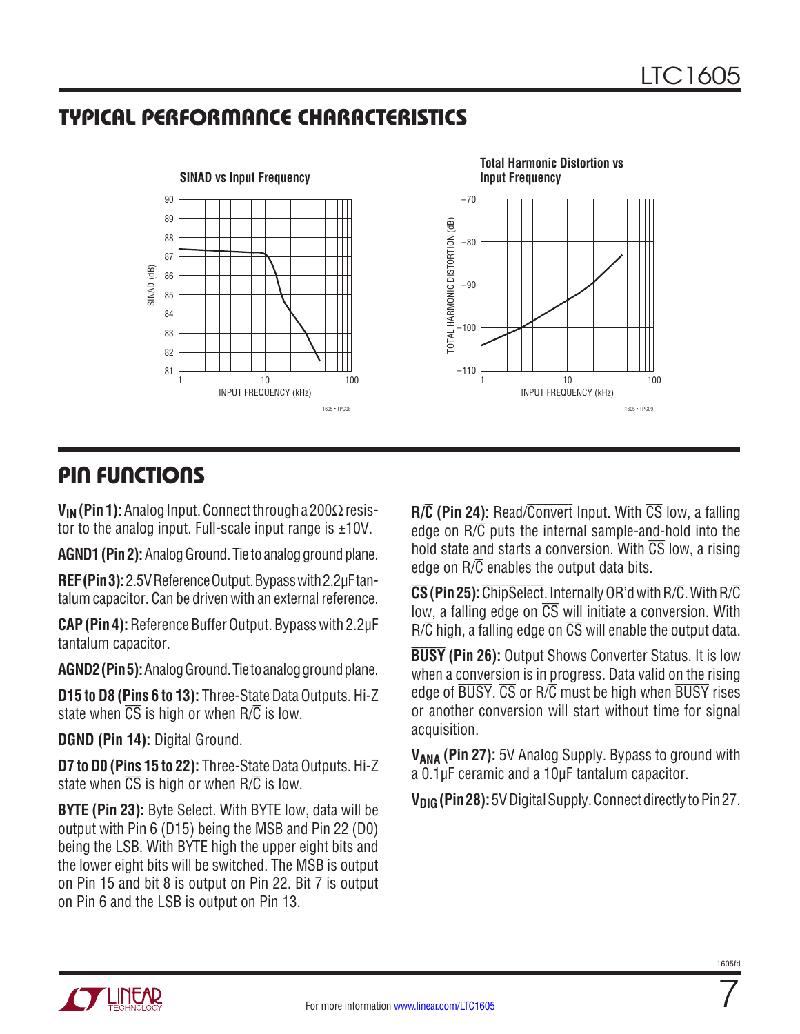## TYPICAL PERFORMANCE CHARACTERISTICS

**SINAD vs Input Frequency**

**Total Harmonic Distortion vs Input Frequency**

## PIN FUNCTIONS

**$V_{IN}$ (Pin 1):** Analog Input. Connect through a 200Ω resistor to the analog input. Full-scale input range is ±10V.

**AGND1 (Pin 2):** Analog Ground. Tie to analog ground plane.

**REF (Pin 3):** 2.5V Reference Output. Bypass with 2.2µF tantalum capacitor. Can be driven with an external reference.

**CAP (Pin 4):** Reference Buffer Output. Bypass with 2.2µF tantalum capacitor.

**AGND2 (Pin 5):** Analog Ground. Tie to analog ground plane.

**D15 to D8 (Pins 6 to 13):** Three-State Data Outputs. Hi-Z state when $\overline{CS}$ is high or when R/$\overline{C}$ is low.

**DGND (Pin 14):** Digital Ground.

**D7 to D0 (Pins 15 to 22):** Three-State Data Outputs. Hi-Z state when $\overline{CS}$ is high or when R/$\overline{C}$ is low.

**BYTE (Pin 23):** Byte Select. With BYTE low, data will be output with Pin 6 (D15) being the MSB and Pin 22 (D0) being the LSB. With BYTE high the upper eight bits and the lower eight bits will be switched. The MSB is output on Pin 15 and bit 8 is output on Pin 22. Bit 7 is output on Pin 6 and the LSB is output on Pin 13.

**R/$\overline{C}$ (Pin 24):** Read/$\overline{Convert}$ Input. With $\overline{CS}$ low, a falling edge on R/$\overline{C}$ puts the internal sample-and-hold into the hold state and starts a conversion. With $\overline{CS}$ low, a rising edge on R/$\overline{C}$ enables the output data bits.

**$\overline{CS}$ (Pin 25):** $\overline{ChipSelect}$. Internally OR'd with R/$\overline{C}$. With R/$\overline{C}$ low, a falling edge on $\overline{CS}$ will initiate a conversion. With R/$\overline{C}$ high, a falling edge on $\overline{CS}$ will enable the output data.

**$\overline{BUSY}$ (Pin 26):** Output Shows Converter Status. It is low when a conversion is in progress. Data valid on the rising edge of $\overline{BUSY}$. $\overline{CS}$ or R/$\overline{C}$ must be high when $\overline{BUSY}$ rises or another conversion will start without time for signal acquisition.

**$V_{ANA}$ (Pin 27):** 5V Analog Supply. Bypass to ground with a 0.1µF ceramic and a 10µF tantalum capacitor.

**$V_{DIG}$ (Pin 28):** 5V Digital Supply. Connect directly to Pin 27.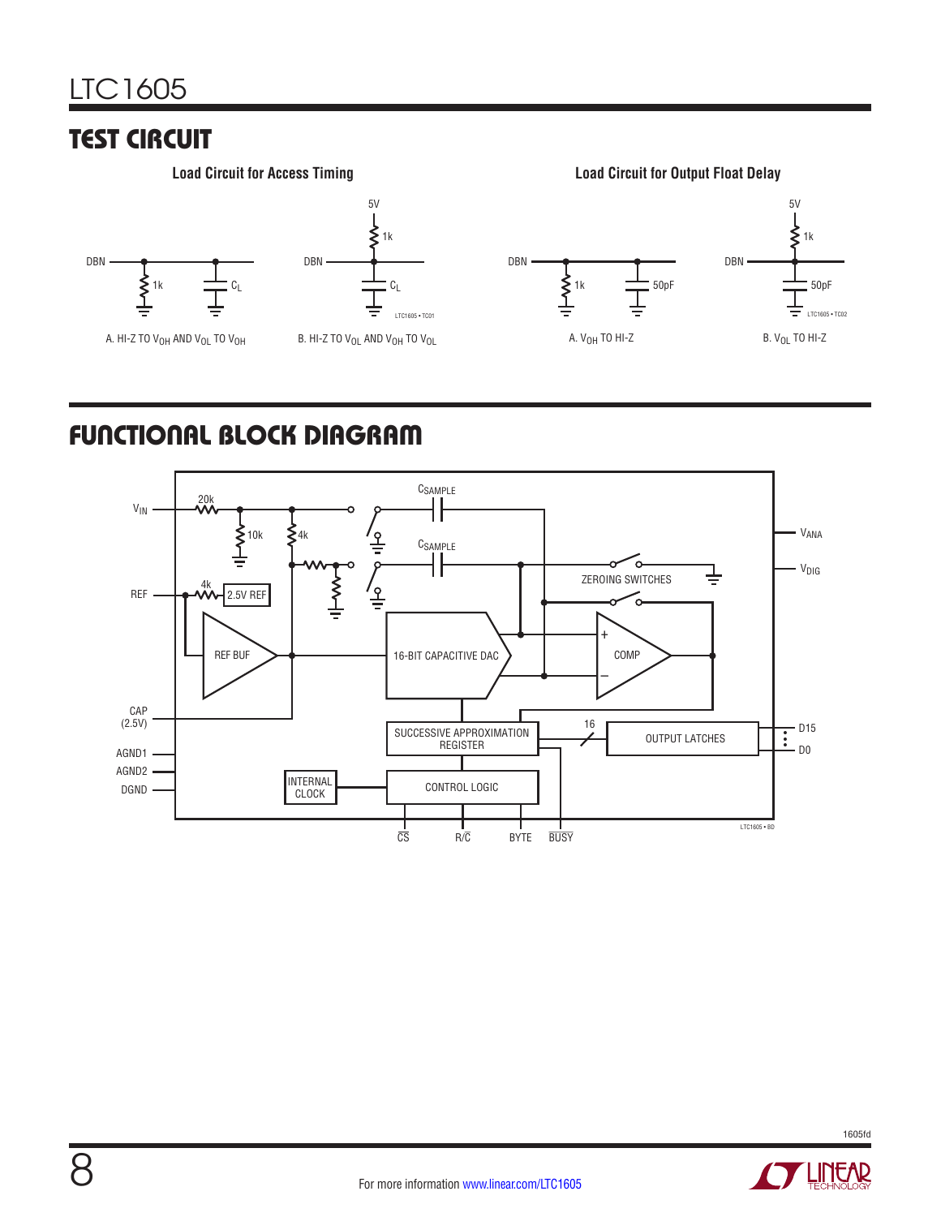## TEST CIRCUIT

**Load Circuit for Access Timing**

A. HI-Z TO $V_{OH}$ AND $V_{OL}$ TO $V_{OH}$

B. HI-Z TO $V_{OL}$ AND $V_{OH}$ TO $V_{OL}$

**Load Circuit for Output Float Delay**

A. $V_{OH}$ TO HI-Z

B. $V_{OL}$ TO HI-Z

## FUNCTIONAL BLOCK DIAGRAM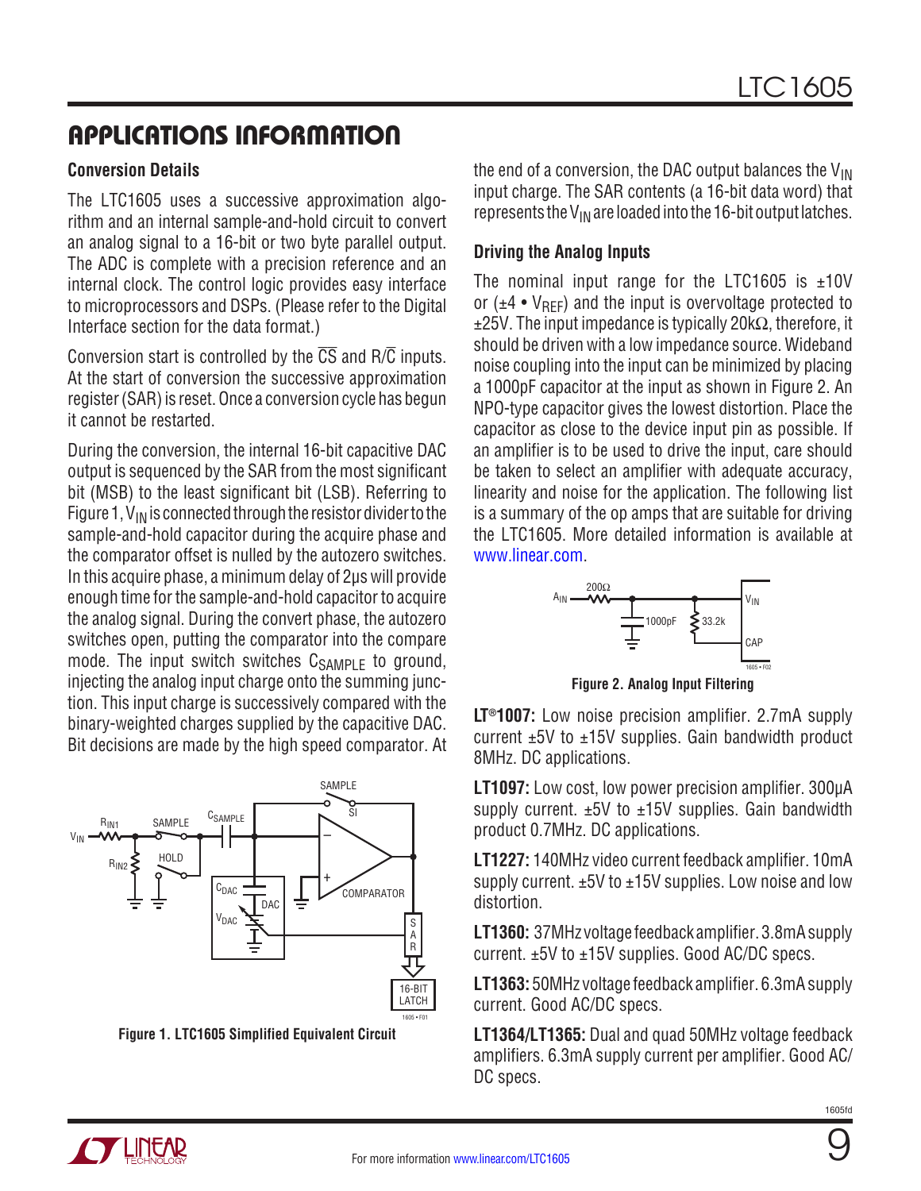## APPLICATIONS INFORMATION

### Conversion Details

The LTC1605 uses a successive approximation algorithm and an internal sample-and-hold circuit to convert an analog signal to a 16-bit or two byte parallel output. The ADC is complete with a precision reference and an internal clock. The control logic provides easy interface to microprocessors and DSPs. (Please refer to the Digital Interface section for the data format.)

Conversion start is controlled by the $\overline{CS}$ and R/$\overline{C}$ inputs. At the start of conversion the successive approximation register (SAR) is reset. Once a conversion cycle has begun it cannot be restarted.

During the conversion, the internal 16-bit capacitive DAC output is sequenced by the SAR from the most significant bit (MSB) to the least significant bit (LSB). Referring to Figure 1, $V_{IN}$ is connected through the resistor divider to the sample-and-hold capacitor during the acquire phase and the comparator offset is nulled by the autozero switches. In this acquire phase, a minimum delay of 2μs will provide enough time for the sample-and-hold capacitor to acquire the analog signal. During the convert phase, the autozero switches open, putting the comparator into the compare mode. The input switch switches $C_{SAMPLE}$ to ground, injecting the analog input charge onto the summing junction. This input charge is successively compared with the binary-weighted charges supplied by the capacitive DAC. Bit decisions are made by the high speed comparator. At the end of a conversion, the DAC output balances the $V_{IN}$ input charge. The SAR contents (a 16-bit data word) that represents the $V_{IN}$ are loaded into the 16-bit output latches.

Figure 1. LTC1605 Simplified Equivalent Circuit

### Driving the Analog Inputs

The nominal input range for the LTC1605 is ±10V or (±4 • $V_{REF}$) and the input is overvoltage protected to ±25V. The input impedance is typically 20kΩ, therefore, it should be driven with a low impedance source. Wideband noise coupling into the input can be minimized by placing a 1000pF capacitor at the input as shown in Figure 2. An NPO-type capacitor gives the lowest distortion. Place the capacitor as close to the device input pin as possible. If an amplifier is to be used to drive the input, care should be taken to select an amplifier with adequate accuracy, linearity and noise for the application. The following list is a summary of the op amps that are suitable for driving the LTC1605. More detailed information is available at www.linear.com.

Figure 2. Analog Input Filtering

**LT®1007:** Low noise precision amplifier. 2.7mA supply current ±5V to ±15V supplies. Gain bandwidth product 8MHz. DC applications.

**LT1097:** Low cost, low power precision amplifier. 300μA supply current. ±5V to ±15V supplies. Gain bandwidth product 0.7MHz. DC applications.

**LT1227:** 140MHz video current feedback amplifier. 10mA supply current. ±5V to ±15V supplies. Low noise and low distortion.

**LT1360:** 37MHz voltage feedback amplifier. 3.8mA supply current. ±5V to ±15V supplies. Good AC/DC specs.

**LT1363:** 50MHz voltage feedback amplifier. 6.3mA supply current. Good AC/DC specs.

**LT1364/LT1365:** Dual and quad 50MHz voltage feedback amplifiers. 6.3mA supply current per amplifier. Good AC/DC specs.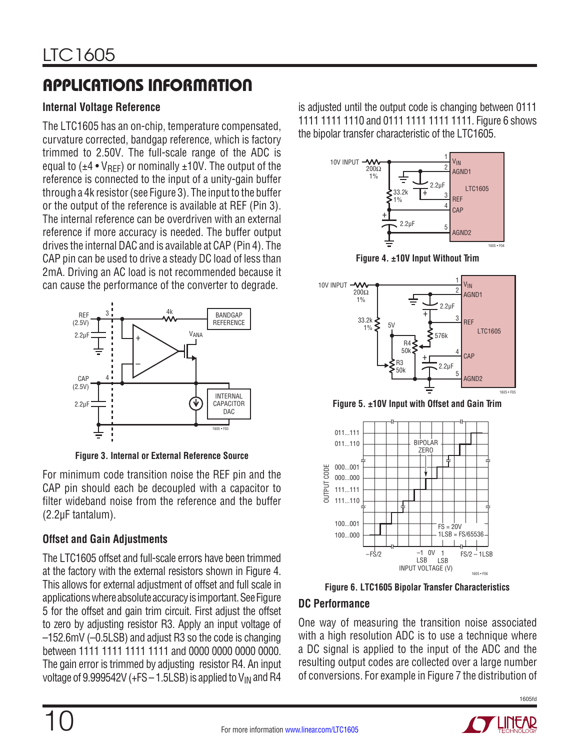## APPLICATIONS INFORMATION

### Internal Voltage Reference

The LTC1605 has an on-chip, temperature compensated, curvature corrected, bandgap reference, which is factory trimmed to 2.50V. The full-scale range of the ADC is equal to ($\pm 4 \cdot V_{REF}$) or nominally ±10V. The output of the reference is connected to the input of a unity-gain buffer through a 4k resistor (see Figure 3). The input to the buffer or the output of the reference is available at REF (Pin 3). The internal reference can be overdriven with an external reference if more accuracy is needed. The buffer output drives the internal DAC and is available at CAP (Pin 4). The CAP pin can be used to drive a steady DC load of less than 2mA. Driving an AC load is not recommended because it can cause the performance of the converter to degrade.

**Figure 3. Internal or External Reference Source**

For minimum code transition noise the REF pin and the CAP pin should each be decoupled with a capacitor to filter wideband noise from the reference and the buffer (2.2µF tantalum).

### Offset and Gain Adjustments

The LTC1605 offset and full-scale errors have been trimmed at the factory with the external resistors shown in Figure 4. This allows for external adjustment of offset and full scale in applications where absolute accuracy is important. See Figure 5 for the offset and gain trim circuit. First adjust the offset to zero by adjusting resistor R3. Apply an input voltage of –152.6mV (–0.5LSB) and adjust R3 so the code is changing between 1111 1111 1111 1111 and 0000 0000 0000 0000. The gain error is trimmed by adjusting resistor R4. An input voltage of 9.999542V (+FS – 1.5LSB) is applied to $V_{IN}$ and R4 is adjusted until the output code is changing between 0111 1111 1111 1110 and 0111 1111 1111 1111. Figure 6 shows the bipolar transfer characteristic of the LTC1605.

**Figure 4. ±10V Input Without Trim**

**Figure 5. ±10V Input with Offset and Gain Trim**

**Figure 6. LTC1605 Bipolar Transfer Characteristics**

### DC Performance

One way of measuring the transition noise associated with a high resolution ADC is to use a technique where a DC signal is applied to the input of the ADC and the resulting output codes are collected over a large number of conversions. For example in Figure 7 the distribution of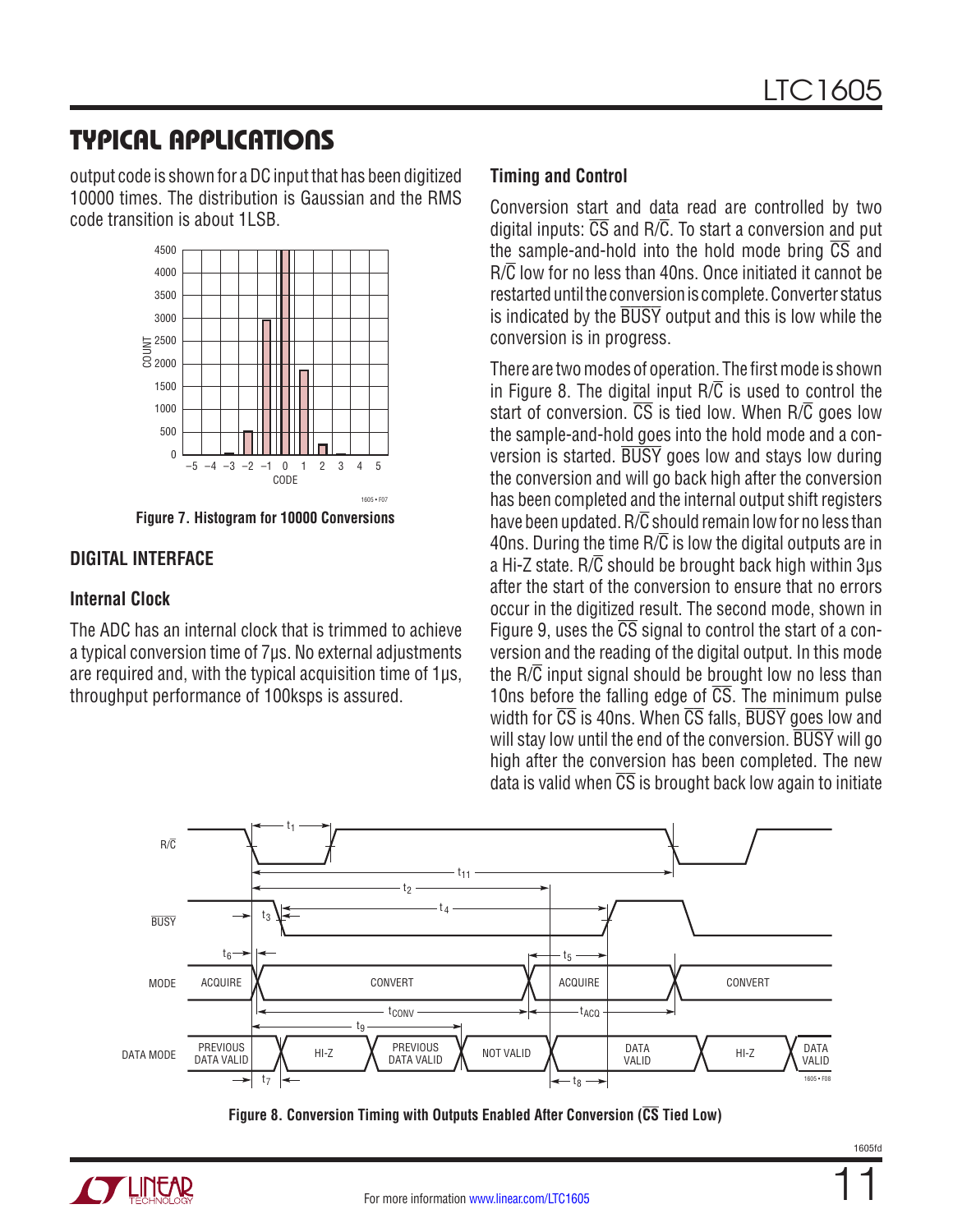## TYPICAL APPLICATIONS

output code is shown for a DC input that has been digitized 10000 times. The distribution is Gaussian and the RMS code transition is about 1LSB.

Figure 7. Histogram for 10000 Conversions

### DIGITAL INTERFACE

#### Internal Clock

The ADC has an internal clock that is trimmed to achieve a typical conversion time of 7µs. No external adjustments are required and, with the typical acquisition time of 1µs, throughput performance of 100ksps is assured.

#### Timing and Control

Conversion start and data read are controlled by two digital inputs: $\overline{CS}$ and R/$\overline{C}$. To start a conversion and put the sample-and-hold into the hold mode bring $\overline{CS}$ and R/$\overline{C}$ low for no less than 40ns. Once initiated it cannot be restarted until the conversion is complete. Converter status is indicated by the $\overline{BUSY}$ output and this is low while the conversion is in progress.

There are two modes of operation. The first mode is shown in Figure 8. The digital input R/$\overline{C}$ is used to control the start of conversion. $\overline{CS}$ is tied low. When R/$\overline{C}$ goes low the sample-and-hold goes into the hold mode and a conversion is started. $\overline{BUSY}$ goes low and stays low during the conversion and will go back high after the conversion has been completed and the internal output shift registers have been updated. R/$\overline{C}$ should remain low for no less than 40ns. During the time R/$\overline{C}$ is low the digital outputs are in a Hi-Z state. R/$\overline{C}$ should be brought back high within 3µs after the start of the conversion to ensure that no errors occur in the digitized result. The second mode, shown in Figure 9, uses the $\overline{CS}$ signal to control the start of a conversion and the reading of the digital output. In this mode the R/$\overline{C}$ input signal should be brought low no less than 10ns before the falling edge of $\overline{CS}$. The minimum pulse width for $\overline{CS}$ is 40ns. When $\overline{CS}$ falls, $\overline{BUSY}$ goes low and will stay low until the end of the conversion. $\overline{BUSY}$ will go high after the conversion has been completed. The new data is valid when $\overline{CS}$ is brought back low again to initiate

Figure 8. Conversion Timing with Outputs Enabled After Conversion ($\overline{CS}$ Tied Low)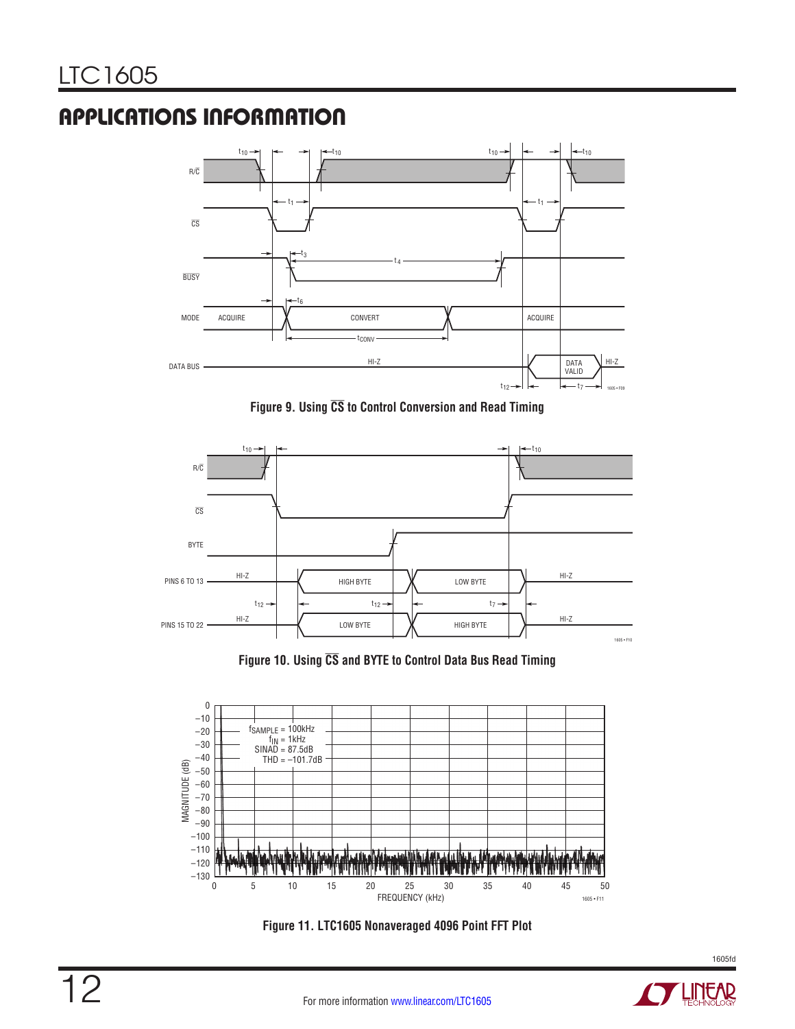## APPLICATIONS INFORMATION

**Figure 9. Using $\overline{CS}$ to Control Conversion and Read Timing**

**Figure 10. Using $\overline{CS}$ and BYTE to Control Data Bus Read Timing**

**Figure 11. LTC1605 Nonaveraged 4096 Point FFT Plot**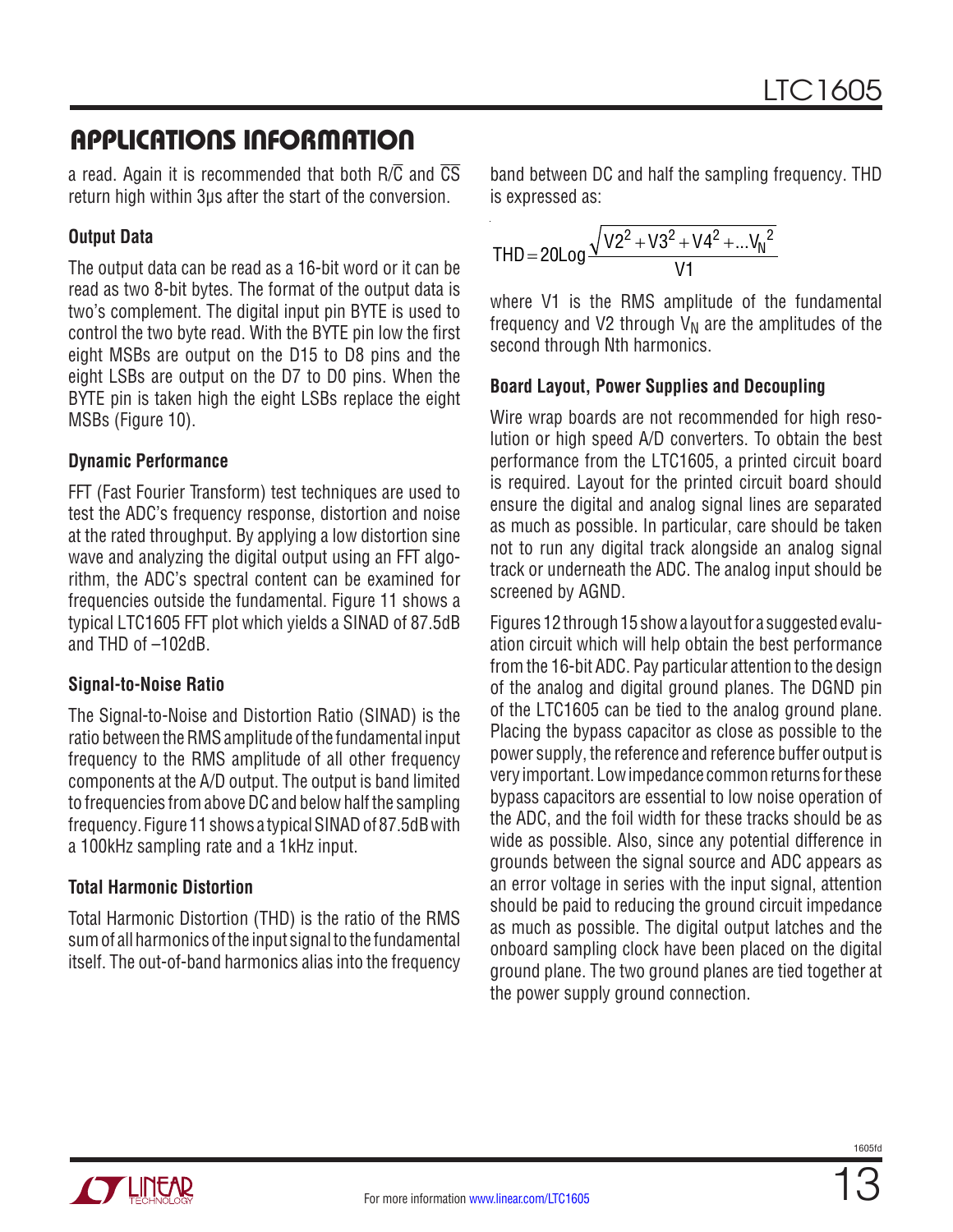## APPLICATIONS INFORMATION

a read. Again it is recommended that both R/$\overline{C}$ and $\overline{CS}$ return high within 3µs after the start of the conversion.

### Output Data

The output data can be read as a 16-bit word or it can be read as two 8-bit bytes. The format of the output data is two's complement. The digital input pin BYTE is used to control the two byte read. With the BYTE pin low the first eight MSBs are output on the D15 to D8 pins and the eight LSBs are output on the D7 to D0 pins. When the BYTE pin is taken high the eight LSBs replace the eight MSBs (Figure 10).

### Dynamic Performance

FFT (Fast Fourier Transform) test techniques are used to test the ADC's frequency response, distortion and noise at the rated throughput. By applying a low distortion sine wave and analyzing the digital output using an FFT algorithm, the ADC's spectral content can be examined for frequencies outside the fundamental. Figure 11 shows a typical LTC1605 FFT plot which yields a SINAD of 87.5dB and THD of –102dB.

### Signal-to-Noise Ratio

The Signal-to-Noise and Distortion Ratio (SINAD) is the ratio between the RMS amplitude of the fundamental input frequency to the RMS amplitude of all other frequency components at the A/D output. The output is band limited to frequencies from above DC and below half the sampling frequency. Figure 11 shows a typical SINAD of 87.5dB with a 100kHz sampling rate and a 1kHz input.

### Total Harmonic Distortion

Total Harmonic Distortion (THD) is the ratio of the RMS sum of all harmonics of the input signal to the fundamental itself. The out-of-band harmonics alias into the frequency band between DC and half the sampling frequency. THD is expressed as:

$$THD = 20Log\frac{\sqrt{V2^2 + V3^2 + V4^2 + \ldots V_N^2}}{V1}$$

where V1 is the RMS amplitude of the fundamental frequency and V2 through $V_N$ are the amplitudes of the second through Nth harmonics.

### Board Layout, Power Supplies and Decoupling

Wire wrap boards are not recommended for high resolution or high speed A/D converters. To obtain the best performance from the LTC1605, a printed circuit board is required. Layout for the printed circuit board should ensure the digital and analog signal lines are separated as much as possible. In particular, care should be taken not to run any digital track alongside an analog signal track or underneath the ADC. The analog input should be screened by AGND.

Figures 12 through 15 show a layout for a suggested evaluation circuit which will help obtain the best performance from the 16-bit ADC. Pay particular attention to the design of the analog and digital ground planes. The DGND pin of the LTC1605 can be tied to the analog ground plane. Placing the bypass capacitor as close as possible to the power supply, the reference and reference buffer output is very important. Low impedance common returns for these bypass capacitors are essential to low noise operation of the ADC, and the foil width for these tracks should be as wide as possible. Also, since any potential difference in grounds between the signal source and ADC appears as an error voltage in series with the input signal, attention should be paid to reducing the ground circuit impedance as much as possible. The digital output latches and the onboard sampling clock have been placed on the digital ground plane. The two ground planes are tied together at the power supply ground connection.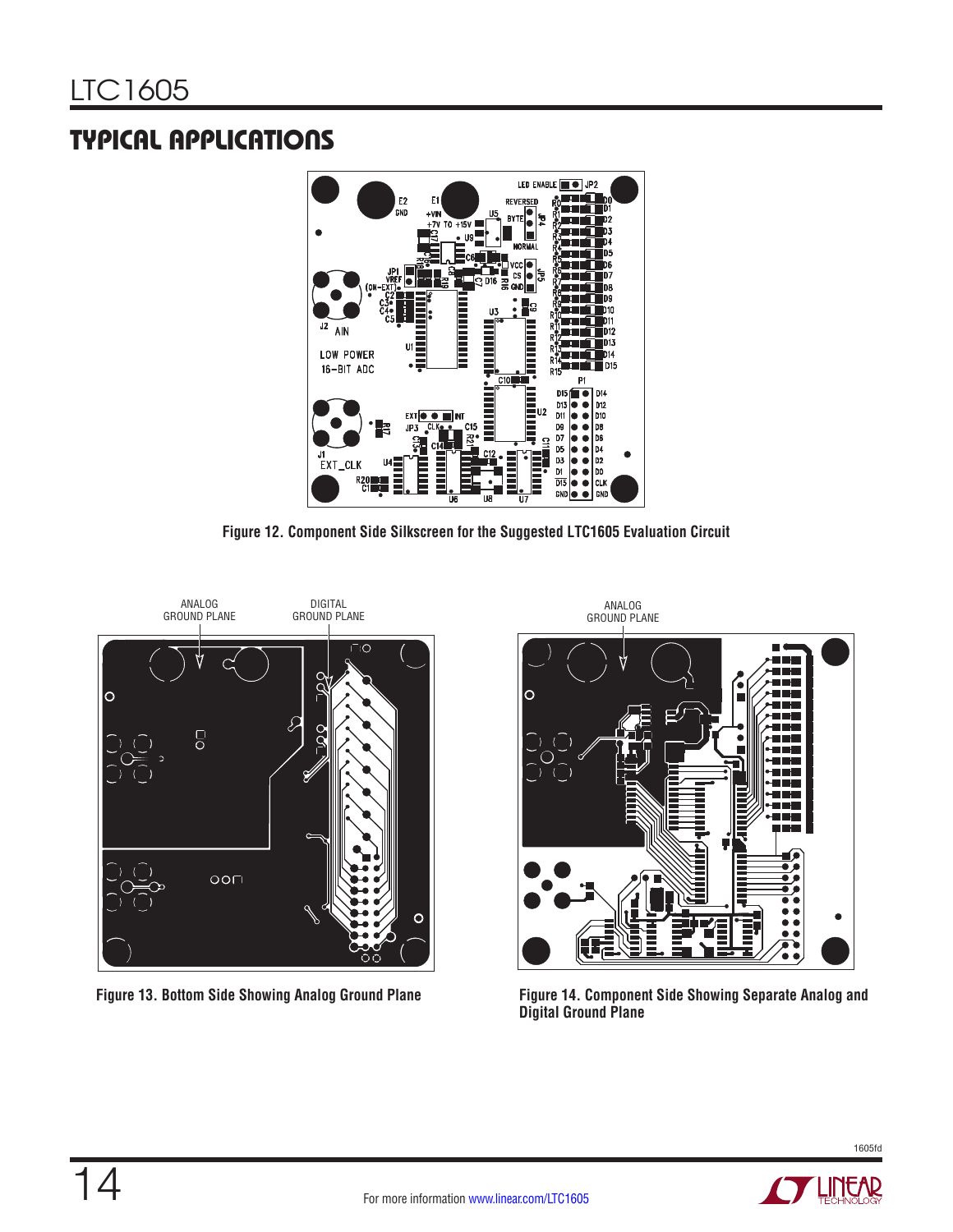## TYPICAL APPLICATIONS

Figure 12. Component Side Silkscreen for the Suggested LTC1605 Evaluation Circuit

Figure 13. Bottom Side Showing Analog Ground Plane

Figure 14. Component Side Showing Separate Analog and Digital Ground Plane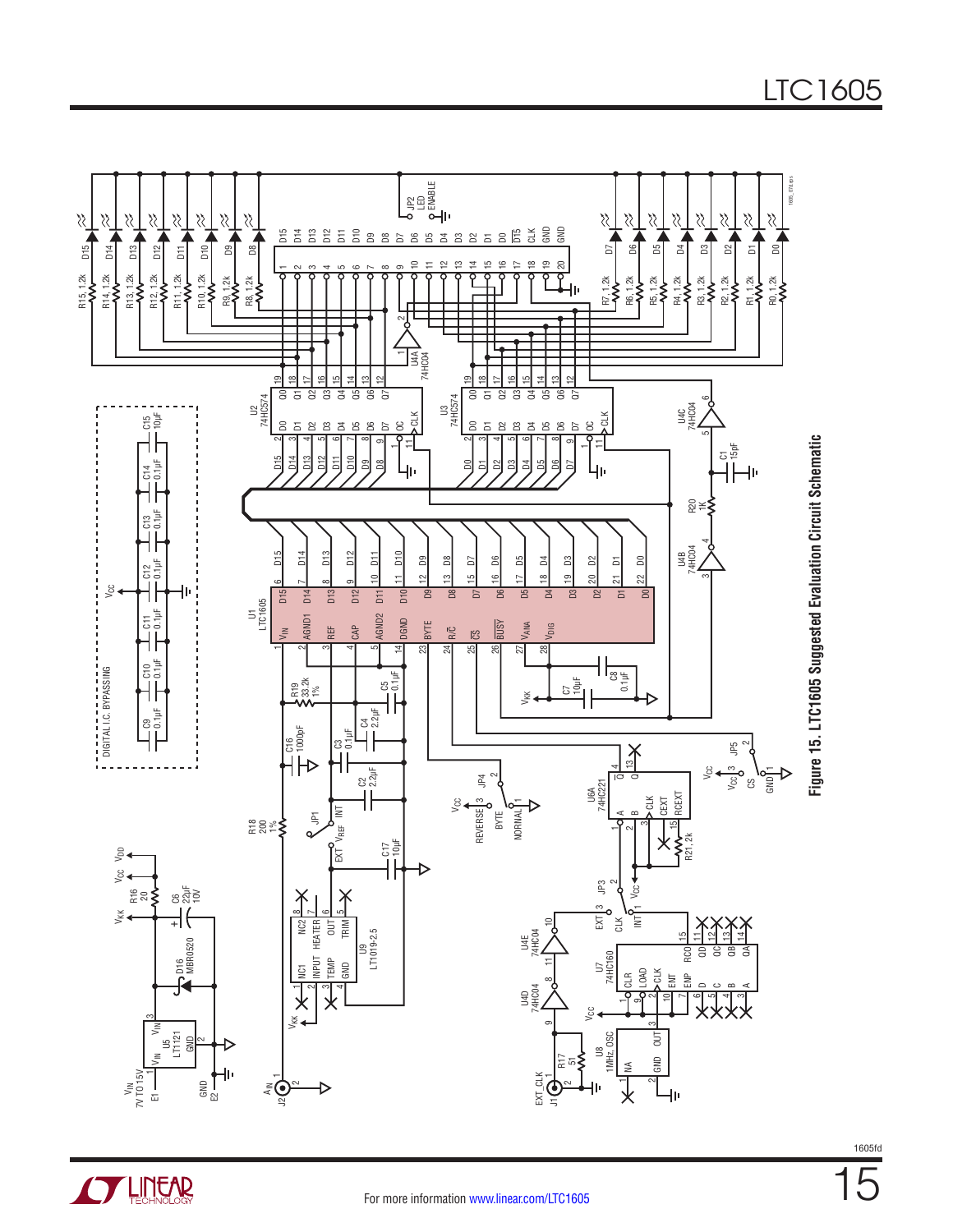Figure 15. LTC1605 Suggested Evaluation Circuit Schematic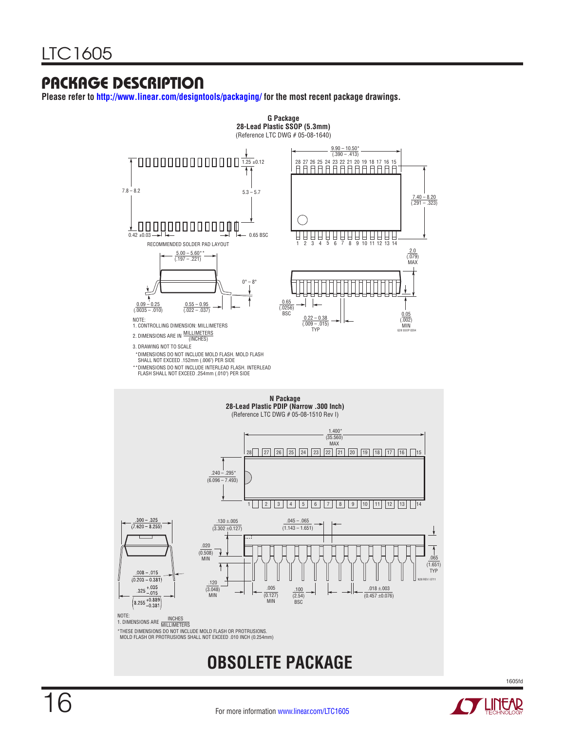## PACKAGE DESCRIPTION

**Please refer to http://www.linear.com/designtools/packaging/ for the most recent package drawings.**

**G Package**
**28-Lead Plastic SSOP (5.3mm)**
(Reference LTC DWG # 05-08-1640)

9.90 – 10.50* (.390 – .413)

28 27 26 25 24 23 22 21 20 19 18 17 16 15

1 2 3 4 5 6 7 8 9 10 11 12 13 14

1.25 ±0.12

7.8 – 8.2

5.3 – 5.7

7.40 – 8.20 (.291 – .323)

0.42 ±0.03

0.65 BSC

RECOMMENDED SOLDER PAD LAYOUT

5.00 – 5.60** (.197 – .221)

2.0 (.079) MAX

0° – 8°

0.09 – 0.25 (.0035 – .010)

0.55 – 0.95 (.022 – .037)

0.65 (.0256) BSC

0.22 – 0.38 (.009 – .015) TYP

0.05 (.002) MIN

G28 SSOP 0204

NOTE:
1. CONTROLLING DIMENSION: MILLIMETERS
2. DIMENSIONS ARE IN MILLIMETERS / (INCHES)
3. DRAWING NOT TO SCALE

*DIMENSIONS DO NOT INCLUDE MOLD FLASH. MOLD FLASH SHALL NOT EXCEED .152mm (.006") PER SIDE
**DIMENSIONS DO NOT INCLUDE INTERLEAD FLASH. INTERLEAD FLASH SHALL NOT EXCEED .254mm (.010") PER SIDE

**N Package**
**28-Lead Plastic PDIP (Narrow .300 Inch)**
(Reference LTC DWG # 05-08-1510 Rev I)

1.400* (35.560) MAX

28 27 26 25 24 23 22 21 20 19 18 17 16 15

1 2 3 4 5 6 7 8 9 10 11 12 13 14

.240 – .295* (6.096 – 7.493)

.300 – .325 (7.620 – 8.255)

.130 ±.005 (3.302 ±0.127)

.045 – .065 (1.143 – 1.651)

.020 (0.508) MIN

.065 (1.651) TYP

.008 – .015 (0.203 – 0.381)

$.325 ^{+.035}_{-.015}$ $\left(8.255 ^{+0.889}_{-0.381}\right)$

.120 (3.048) MIN

.005 (0.127) MIN

.100 (2.54) BSC

.018 ±.003 (0.457 ±0.076)

N28 REV I 0711

NOTE:
1. DIMENSIONS ARE INCHES / MILLIMETERS

*THESE DIMENSIONS DO NOT INCLUDE MOLD FLASH OR PROTRUSIONS. MOLD FLASH OR PROTRUSIONS SHALL NOT EXCEED .010 INCH (0.254mm)

**OBSOLETE PACKAGE**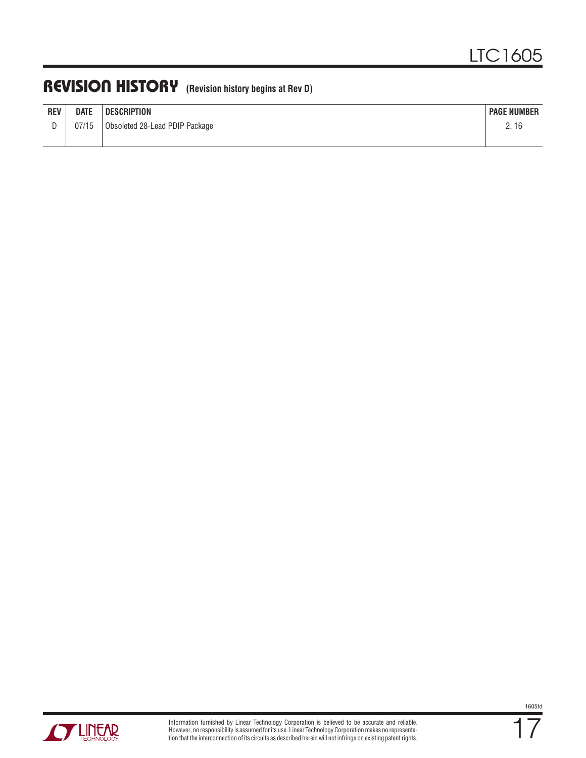## REVISION HISTORY (Revision history begins at Rev D)

| REV | DATE | DESCRIPTION | PAGE NUMBER |
|---|---|---|---|
| D | 07/15 | Obsoleted 28-Lead PDIP Package | 2, 16 |

Information furnished by Linear Technology Corporation is believed to be accurate and reliable. However, no responsibility is assumed for its use. Linear Technology Corporation makes no representation that the interconnection of its circuits as described herein will not infringe on existing patent rights.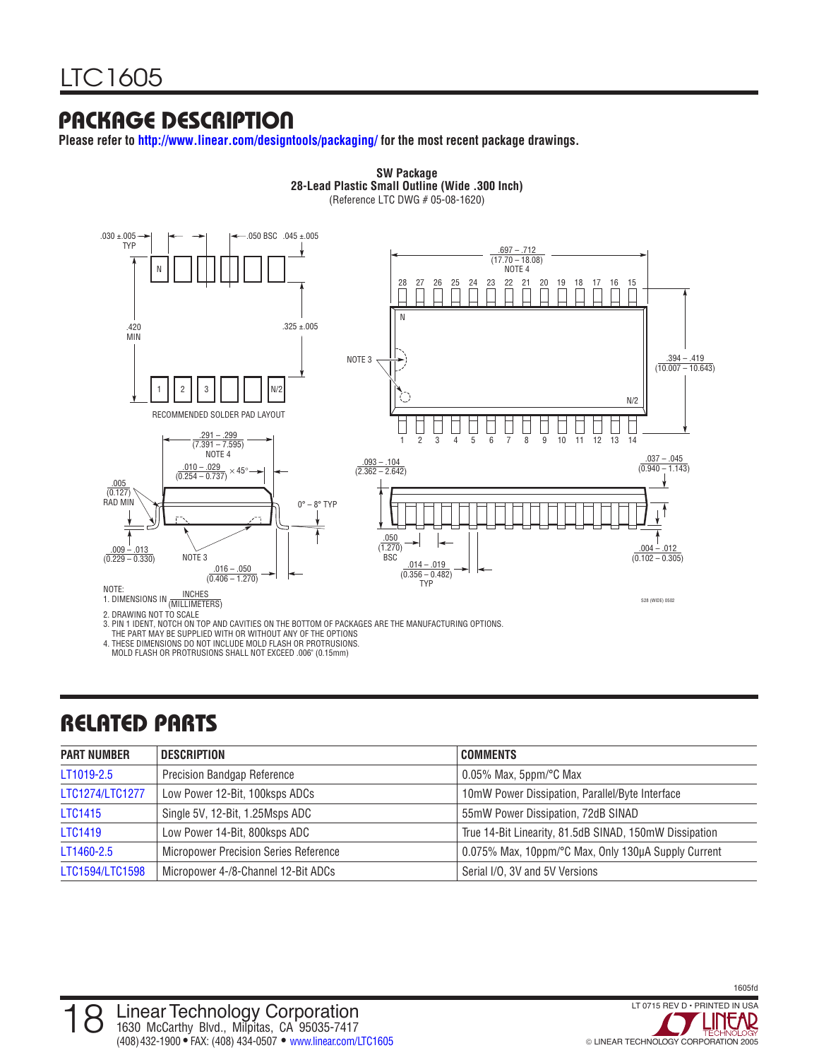## PACKAGE DESCRIPTION

**Please refer to http://www.linear.com/designtools/packaging/ for the most recent package drawings.**

**SW Package**
**28-Lead Plastic Small Outline (Wide .300 Inch)**
(Reference LTC DWG # 05-08-1620)

.030 ±.005 TYP
.050 BSC
.045 ±.005
.420 MIN
.325 ±.005
N
1 2 3 N/2
RECOMMENDED SOLDER PAD LAYOUT

.697 – .712 (17.70 – 18.08) NOTE 4
28 27 26 25 24 23 22 21 20 19 18 17 16 15
N
NOTE 3
.394 – .419 (10.007 – 10.643)
N/2
1 2 3 4 5 6 7 8 9 10 11 12 13 14

.291 – .299 (7.391 – 7.595) NOTE 4
.010 – .029 (0.254 – 0.737) × 45°
.005 (0.127) RAD MIN
0° – 8° TYP
.009 – .013 (0.229 – 0.330)
NOTE 3
.016 – .050 (0.406 – 1.270)

.093 – .104 (2.362 – 2.642)
.037 – .045 (0.940 – 1.143)
.050 (1.270) BSC
.014 – .019 (0.356 – 0.482) TYP
.004 – .012 (0.102 – 0.305)

S28 (WIDE) 0502

NOTE:
1. DIMENSIONS IN INCHES (MILLIMETERS)
2. DRAWING NOT TO SCALE
3. PIN 1 IDENT, NOTCH ON TOP AND CAVITIES ON THE BOTTOM OF PACKAGES ARE THE MANUFACTURING OPTIONS. THE PART MAY BE SUPPLIED WITH OR WITHOUT ANY OF THE OPTIONS
4. THESE DIMENSIONS DO NOT INCLUDE MOLD FLASH OR PROTRUSIONS. MOLD FLASH OR PROTRUSIONS SHALL NOT EXCEED .006" (0.15mm)

## RELATED PARTS

| PART NUMBER | DESCRIPTION | COMMENTS |
|---|---|---|
| LT1019-2.5 | Precision Bandgap Reference | 0.05% Max, 5ppm/°C Max |
| LTC1274/LTC1277 | Low Power 12-Bit, 100ksps ADCs | 10mW Power Dissipation, Parallel/Byte Interface |
| LTC1415 | Single 5V, 12-Bit, 1.25Msps ADC | 55mW Power Dissipation, 72dB SINAD |
| LTC1419 | Low Power 14-Bit, 800ksps ADC | True 14-Bit Linearity, 81.5dB SINAD, 150mW Dissipation |
| LT1460-2.5 | Micropower Precision Series Reference | 0.075% Max, 10ppm/°C Max, Only 130µA Supply Current |
| LTC1594/LTC1598 | Micropower 4-/8-Channel 12-Bit ADCs | Serial I/O, 3V and 5V Versions |

Linear Technology Corporation
1630 McCarthy Blvd., Milpitas, CA 95035-7417
(408) 432-1900 • FAX: (408) 434-0507 • www.linear.com/LTC1605

LT 0715 REV D • PRINTED IN USA
© LINEAR TECHNOLOGY CORPORATION 2005